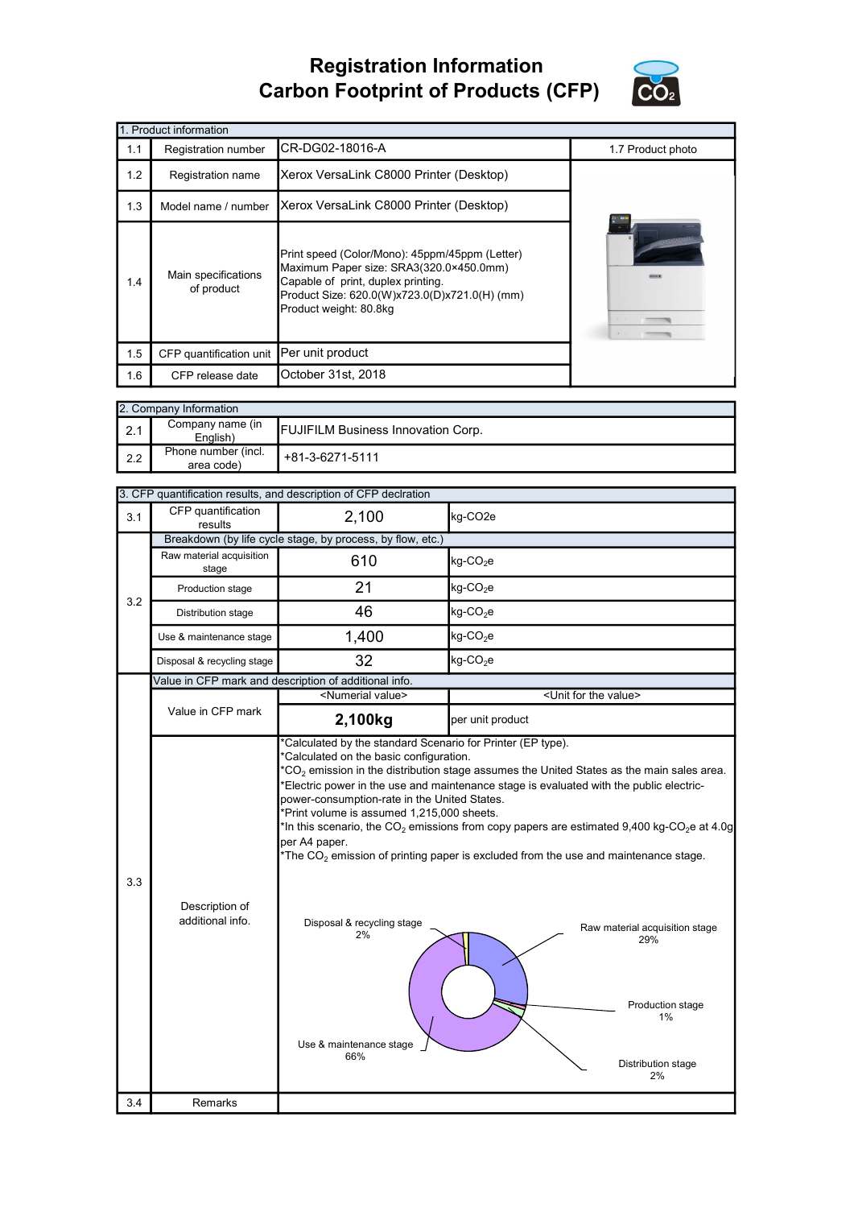# Registration Information
# Carbon Footprint of Products (CFP)

| 1. Product information | | | |
|---|---|---|---|
| 1.1 | Registration number | CR-DG02-18016-A | 1.7 Product photo |
| 1.2 | Registration name | Xerox VersaLink C8000 Printer (Desktop) | |
| 1.3 | Model name / number | Xerox VersaLink C8000 Printer (Desktop) | |
| 1.4 | Main specifications of product | Print speed (Color/Mono): 45ppm/45ppm (Letter)<br>Maximum Paper size: SRA3(320.0×450.0mm)<br>Capable of print, duplex printing.<br>Product Size: 620.0(W)x723.0(D)x721.0(H) (mm)<br>Product weight: 80.8kg | |
| 1.5 | CFP quantification unit | Per unit product | |
| 1.6 | CFP release date | October 31st, 2018 | |

| 2. Company Information | | |
|---|---|---|
| 2.1 | Company name (in English) | FUJIFILM Business Innovation Corp. |
| 2.2 | Phone number (incl. area code) | +81-3-6271-5111 |

| 3. CFP quantification results, and description of CFP declration | | | |
|---|---|---|---|
| 3.1 | CFP quantification results | 2,100 | kg-CO2e |
| 3.2 | Breakdown (by life cycle stage, by process, by flow, etc.) | | |
| | Raw material acquisition stage | 610 | kg-$CO_2$e |
| | Production stage | 21 | kg-$CO_2$e |
| | Distribution stage | 46 | kg-$CO_2$e |
| | Use & maintenance stage | 1,400 | kg-$CO_2$e |
| | Disposal & recycling stage | 32 | kg-$CO_2$e |
| 3.3 | Value in CFP mark and description of additional info. | | |
| | Value in CFP mark | <Numerial value><br>**2,100kg** | <Unit for the value><br>per unit product |
| | Description of additional info. | *Calculated by the standard Scenario for Printer (EP type).<br>*Calculated on the basic configuration.<br>*$CO_2$ emission in the distribution stage assumes the United States as the main sales area.<br>*Electric power in the use and maintenance stage is evaluated with the public electric-power-consumption-rate in the United States.<br>*Print volume is assumed 1,215,000 sheets.<br>*In this scenario, the $CO_2$ emissions from copy papers are estimated 9,400 kg-$CO_2$e at 4.0g per A4 paper.<br>*The $CO_2$ emission of printing paper is excluded from the use and maintenance stage.<br><br>Raw material acquisition stage 29%<br>Production stage 1%<br>Distribution stage 2%<br>Use & maintenance stage 66%<br>Disposal & recycling stage 2% | |
| 3.4 | Remarks | | |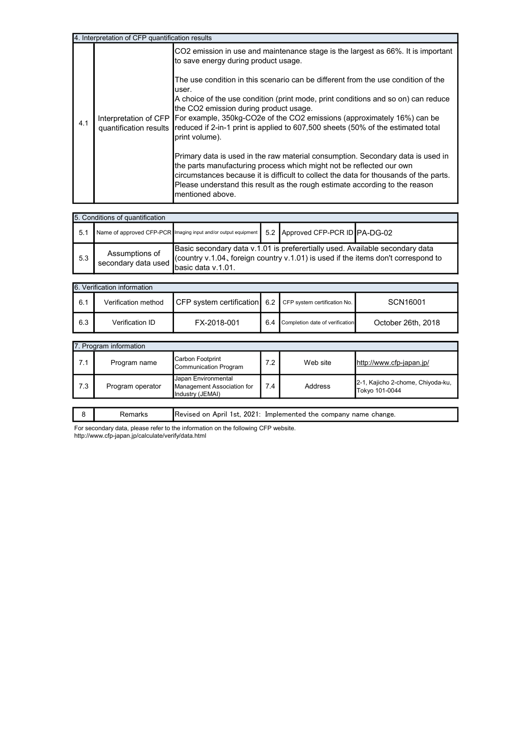| 4. Interpretation of CFP quantification results | | |
|---|---|---|
| 4.1 | Interpretation of CFP quantification results | $CO_2$ emission in use and maintenance stage is the largest as 66%. It is important to save energy during product usage.<br><br>The use condition in this scenario can be different from the use condition of the user.<br>A choice of the use condition (print mode, print conditions and so on) can reduce the $CO_2$ emission during product usage.<br>For example, 350kg-$CO_2$e of the $CO_2$ emissions (approximately 16%) can be reduced if 2-in-1 print is applied to 607,500 sheets (50% of the estimated total print volume).<br><br>Primary data is used in the raw material consumption. Secondary data is used in the parts manufacturing process which might not be reflected our own circumstances because it is difficult to collect the data for thousands of the parts. Please understand this result as the rough estimate according to the reason mentioned above. |

| 5. Conditions of quantification | | | | | |
|---|---|---|---|---|---|
| 5.1 | Name of approved CFP-PCR | Imaging input and/or output equipment | 5.2 | Approved CFP-PCR ID | PA-DG-02 |
| 5.3 | Assumptions of secondary data used | Basic secondary data v.1.01 is preferertially used. Available secondary data (country v.1.04、foreign country v.1.01) is used if the items don't correspond to basic data v.1.01. | | | |

| 6. Verification information | | | | | |
|---|---|---|---|---|---|
| 6.1 | Verification method | CFP system certification | 6.2 | CFP system certification No. | SCN16001 |
| 6.3 | Verification ID | FX-2018-001 | 6.4 | Completion date of verification | October 26th, 2018 |

| 7. Program information | | | | | |
|---|---|---|---|---|---|
| 7.1 | Program name | Carbon Footprint Communication Program | 7.2 | Web site | http://www.cfp-japan.jp/ |
| 7.3 | Program operator | Japan Environmental Management Association for Industry (JEMAI) | 7.4 | Address | 2-1, Kajicho 2-chome, Chiyoda-ku, Tokyo 101-0044 |

| | | |
|---|---|---|
| 8 | Remarks | Revised on April 1st, 2021: Implemented the company name change. |

For secondary data, please refer to the information on the following CFP website.
http://www.cfp-japan.jp/calculate/verify/data.html